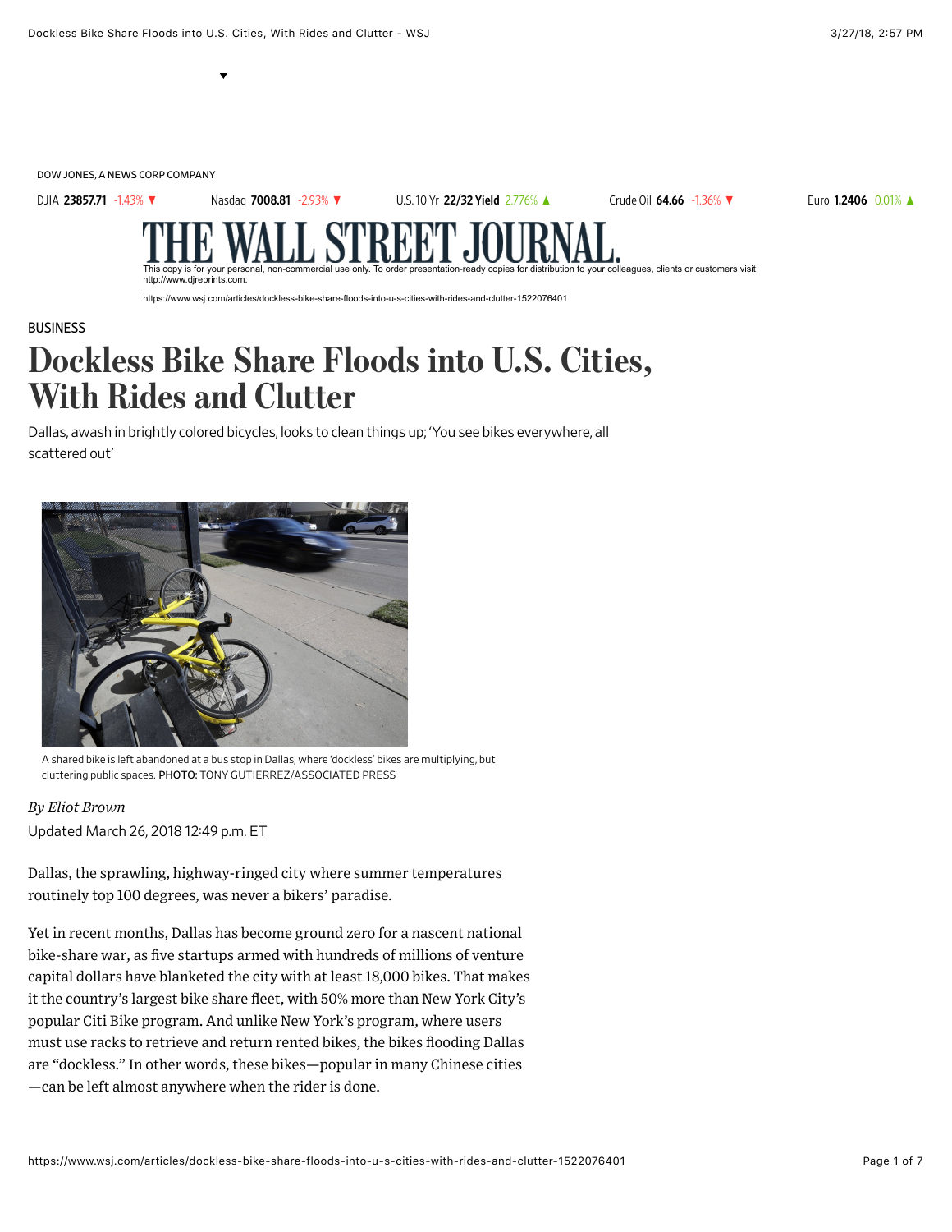DOW JONES, A NEWS CORP COMPANY

DJIA **23857.71** -1.43% ▼ Nasdaq **7008.81** -2.93% ▼ U.S. 10 Yr **22/32 Yield** 2.776% ▲ Crude Oil **64.66** -1.36% ▼ Euro **1.2406** 0.01% ▲

THE WALL STREET JOURNAL.

This copy is for your personal, non-commercial use only. To order presentation-ready copies for distribution to your colleagues, clients or customers visit http://www.djreprints.com.

https://www.wsj.com/articles/dockless-bike-share-floods-into-u-s-cities-with-rides-and-clutter-1522076401

BUSINESS

# Dockless Bike Share Floods into U.S. Cities, With Rides and Clutter

Dallas, awash in brightly colored bicycles, looks to clean things up; 'You see bikes everywhere, all scattered out'

A shared bike is left abandoned at a bus stop in Dallas, where 'dockless' bikes are multiplying, but cluttering public spaces. PHOTO: TONY GUTIERREZ/ASSOCIATED PRESS

*By Eliot Brown*

Updated March 26, 2018 12:49 p.m. ET

Dallas, the sprawling, highway-ringed city where summer temperatures routinely top 100 degrees, was never a bikers' paradise.

Yet in recent months, Dallas has become ground zero for a nascent national bike-share war, as five startups armed with hundreds of millions of venture capital dollars have blanketed the city with at least 18,000 bikes. That makes it the country's largest bike share fleet, with 50% more than New York City's popular Citi Bike program. And unlike New York's program, where users must use racks to retrieve and return rented bikes, the bikes flooding Dallas are "dockless." In other words, these bikes—popular in many Chinese cities—can be left almost anywhere when the rider is done.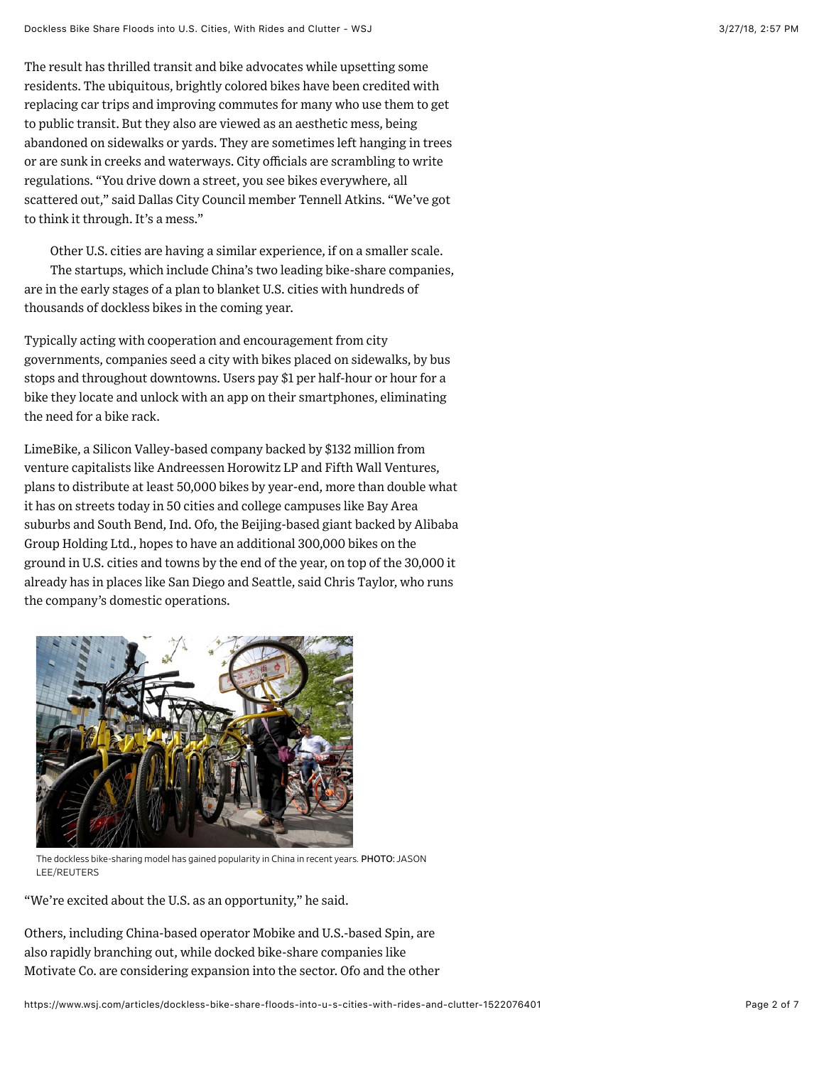The result has thrilled transit and bike advocates while upsetting some residents. The ubiquitous, brightly colored bikes have been credited with replacing car trips and improving commutes for many who use them to get to public transit. But they also are viewed as an aesthetic mess, being abandoned on sidewalks or yards. They are sometimes left hanging in trees or are sunk in creeks and waterways. City officials are scrambling to write regulations. “You drive down a street, you see bikes everywhere, all scattered out,” said Dallas City Council member Tennell Atkins. “We’ve got to think it through. It’s a mess.”

Other U.S. cities are having a similar experience, if on a smaller scale.

The startups, which include China’s two leading bike-share companies, are in the early stages of a plan to blanket U.S. cities with hundreds of thousands of dockless bikes in the coming year.

Typically acting with cooperation and encouragement from city governments, companies seed a city with bikes placed on sidewalks, by bus stops and throughout downtowns. Users pay $1 per half-hour or hour for a bike they locate and unlock with an app on their smartphones, eliminating the need for a bike rack.

LimeBike, a Silicon Valley-based company backed by $132 million from venture capitalists like Andreessen Horowitz LP and Fifth Wall Ventures, plans to distribute at least 50,000 bikes by year-end, more than double what it has on streets today in 50 cities and college campuses like Bay Area suburbs and South Bend, Ind. Ofo, the Beijing-based giant backed by Alibaba Group Holding Ltd., hopes to have an additional 300,000 bikes on the ground in U.S. cities and towns by the end of the year, on top of the 30,000 it already has in places like San Diego and Seattle, said Chris Taylor, who runs the company’s domestic operations.

The dockless bike-sharing model has gained popularity in China in recent years. PHOTO: JASON LEE/REUTERS

“We’re excited about the U.S. as an opportunity,” he said.

Others, including China-based operator Mobike and U.S.-based Spin, are also rapidly branching out, while docked bike-share companies like Motivate Co. are considering expansion into the sector. Ofo and the other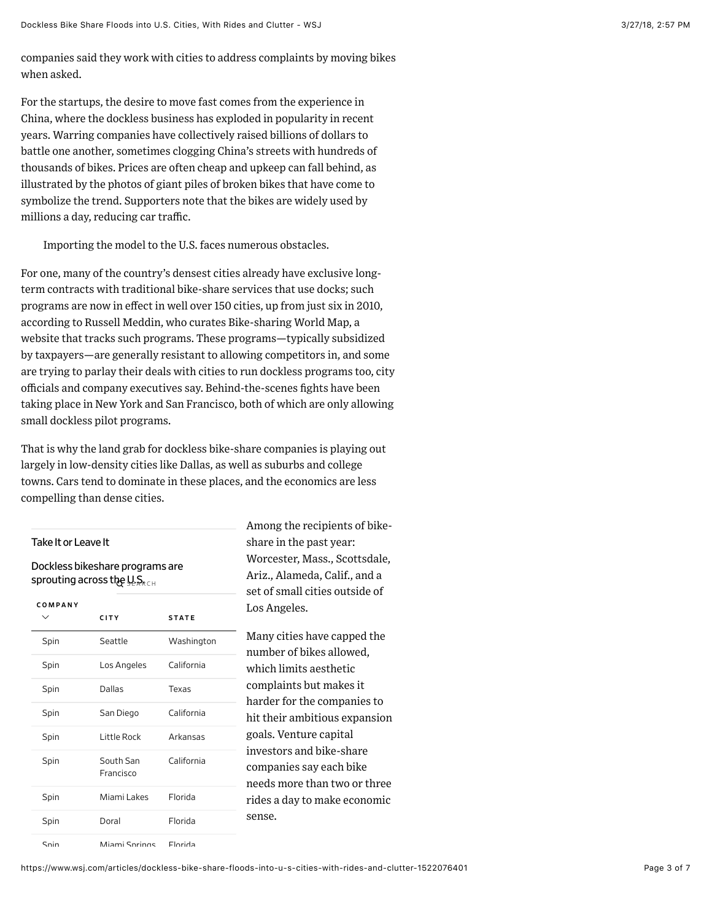companies said they work with cities to address complaints by moving bikes when asked.

For the startups, the desire to move fast comes from the experience in China, where the dockless business has exploded in popularity in recent years. Warring companies have collectively raised billions of dollars to battle one another, sometimes clogging China's streets with hundreds of thousands of bikes. Prices are often cheap and upkeep can fall behind, as illustrated by the photos of giant piles of broken bikes that have come to symbolize the trend. Supporters note that the bikes are widely used by millions a day, reducing car traffic.

Importing the model to the U.S. faces numerous obstacles.

For one, many of the country's densest cities already have exclusive long-term contracts with traditional bike-share services that use docks; such programs are now in effect in well over 150 cities, up from just six in 2010, according to Russell Meddin, who curates Bike-sharing World Map, a website that tracks such programs. These programs—typically subsidized by taxpayers—are generally resistant to allowing competitors in, and some are trying to parlay their deals with cities to run dockless programs too, city officials and company executives say. Behind-the-scenes fights have been taking place in New York and San Francisco, both of which are only allowing small dockless pilot programs.

That is why the land grab for dockless bike-share companies is playing out largely in low-density cities like Dallas, as well as suburbs and college towns. Cars tend to dominate in these places, and the economics are less compelling than dense cities.

Take It or Leave It

Dockless bikeshare programs are sprouting across the U.S.

| COMPANY | CITY | STATE |
|---|---|---|
| Spin | Seattle | Washington |
| Spin | Los Angeles | California |
| Spin | Dallas | Texas |
| Spin | San Diego | California |
| Spin | Little Rock | Arkansas |
| Spin | South San Francisco | California |
| Spin | Miami Lakes | Florida |
| Spin | Doral | Florida |
| Spin | Miami Springs | Florida |

Among the recipients of bike-share in the past year: Worcester, Mass., Scottsdale, Ariz., Alameda, Calif., and a set of small cities outside of Los Angeles.

Many cities have capped the number of bikes allowed, which limits aesthetic complaints but makes it harder for the companies to hit their ambitious expansion goals. Venture capital investors and bike-share companies say each bike needs more than two or three rides a day to make economic sense.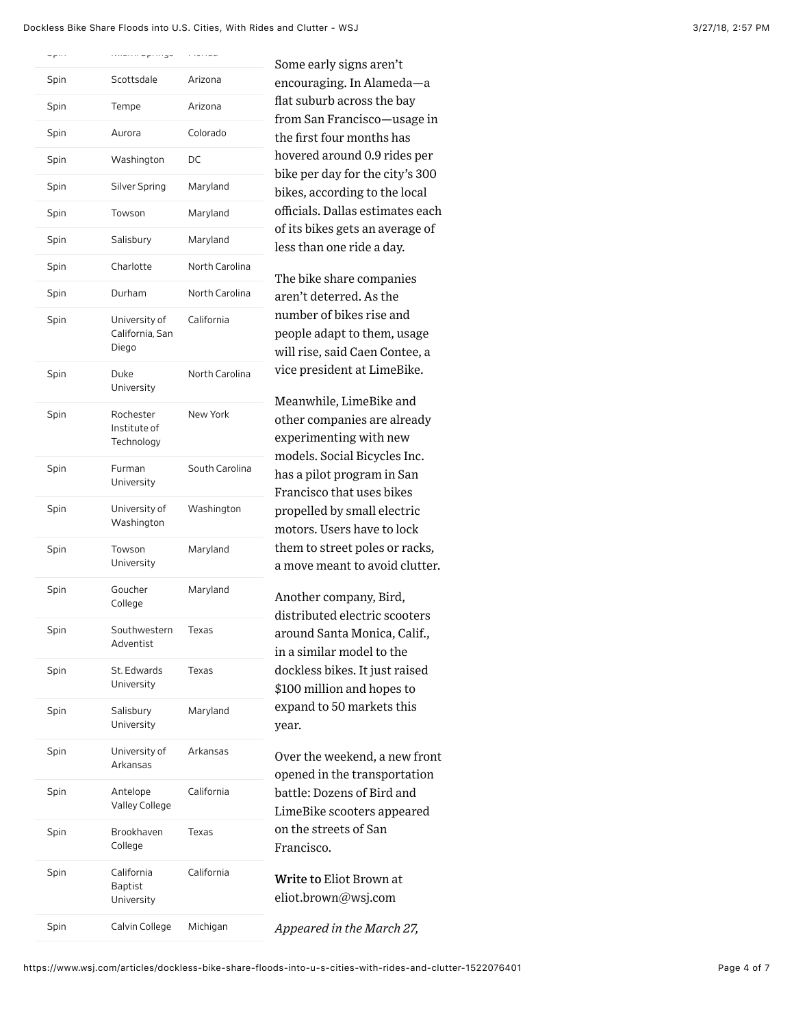| | | |
|---|---|---|
| Spin | Scottsdale | Arizona |
| Spin | Tempe | Arizona |
| Spin | Aurora | Colorado |
| Spin | Washington | DC |
| Spin | Silver Spring | Maryland |
| Spin | Towson | Maryland |
| Spin | Salisbury | Maryland |
| Spin | Charlotte | North Carolina |
| Spin | Durham | North Carolina |
| Spin | University of California, San Diego | California |
| Spin | Duke University | North Carolina |
| Spin | Rochester Institute of Technology | New York |
| Spin | Furman University | South Carolina |
| Spin | University of Washington | Washington |
| Spin | Towson University | Maryland |
| Spin | Goucher College | Maryland |
| Spin | Southwestern Adventist | Texas |
| Spin | St. Edwards University | Texas |
| Spin | Salisbury University | Maryland |
| Spin | University of Arkansas | Arkansas |
| Spin | Antelope Valley College | California |
| Spin | Brookhaven College | Texas |
| Spin | California Baptist University | California |
| Spin | Calvin College | Michigan |

Some early signs aren't encouraging. In Alameda—a flat suburb across the bay from San Francisco—usage in the first four months has hovered around 0.9 rides per bike per day for the city's 300 bikes, according to the local officials. Dallas estimates each of its bikes gets an average of less than one ride a day.

The bike share companies aren't deterred. As the number of bikes rise and people adapt to them, usage will rise, said Caen Contee, a vice president at LimeBike.

Meanwhile, LimeBike and other companies are already experimenting with new models. Social Bicycles Inc. has a pilot program in San Francisco that uses bikes propelled by small electric motors. Users have to lock them to street poles or racks, a move meant to avoid clutter.

Another company, Bird, distributed electric scooters around Santa Monica, Calif., in a similar model to the dockless bikes. It just raised $100 million and hopes to expand to 50 markets this year.

Over the weekend, a new front opened in the transportation battle: Dozens of Bird and LimeBike scooters appeared on the streets of San Francisco.

**Write to** Eliot Brown at eliot.brown@wsj.com

*Appeared in the March 27,*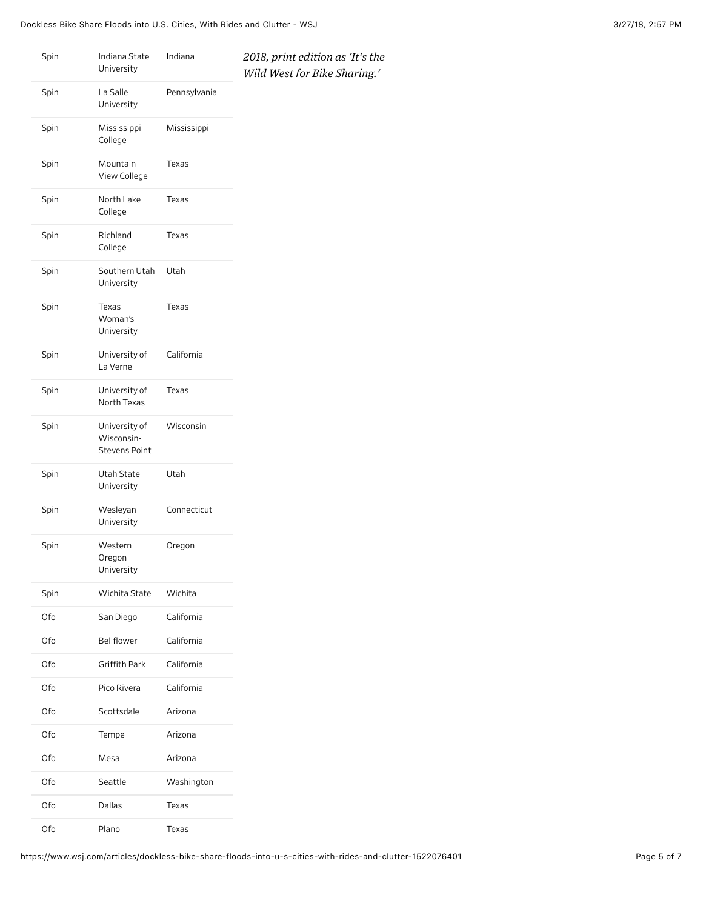| | | |
|---|---|---|
| Spin | Indiana State University | Indiana |
| Spin | La Salle University | Pennsylvania |
| Spin | Mississippi College | Mississippi |
| Spin | Mountain View College | Texas |
| Spin | North Lake College | Texas |
| Spin | Richland College | Texas |
| Spin | Southern Utah University | Utah |
| Spin | Texas Woman's University | Texas |
| Spin | University of La Verne | California |
| Spin | University of North Texas | Texas |
| Spin | University of Wisconsin-Stevens Point | Wisconsin |
| Spin | Utah State University | Utah |
| Spin | Wesleyan University | Connecticut |
| Spin | Western Oregon University | Oregon |
| Spin | Wichita State | Wichita |
| Ofo | San Diego | California |
| Ofo | Bellflower | California |
| Ofo | Griffith Park | California |
| Ofo | Pico Rivera | California |
| Ofo | Scottsdale | Arizona |
| Ofo | Tempe | Arizona |
| Ofo | Mesa | Arizona |
| Ofo | Seattle | Washington |
| Ofo | Dallas | Texas |
| Ofo | Plano | Texas |

*2018, print edition as 'It's the Wild West for Bike Sharing.'*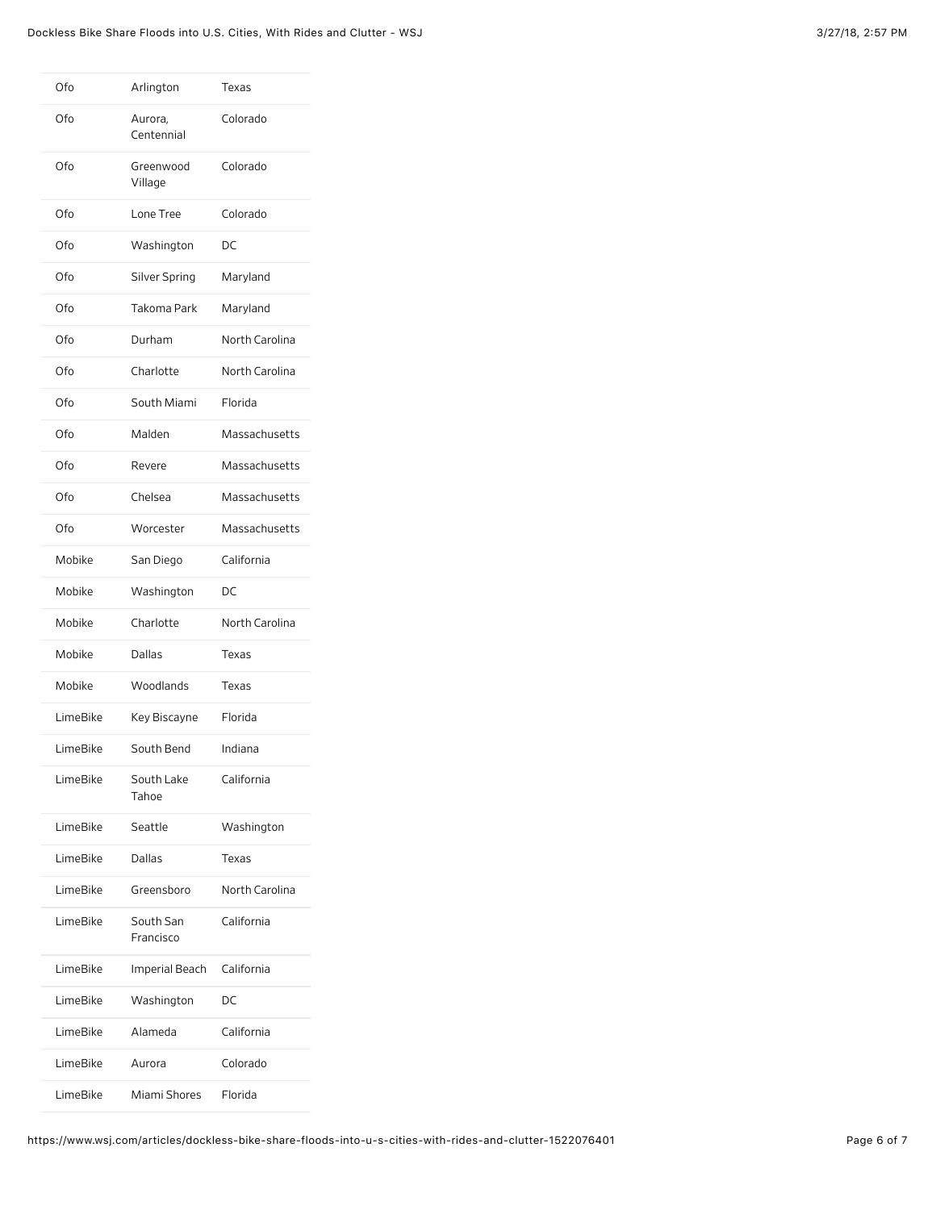| | | |
|---|---|---|
| Ofo | Arlington | Texas |
| Ofo | Aurora, Centennial | Colorado |
| Ofo | Greenwood Village | Colorado |
| Ofo | Lone Tree | Colorado |
| Ofo | Washington | DC |
| Ofo | Silver Spring | Maryland |
| Ofo | Takoma Park | Maryland |
| Ofo | Durham | North Carolina |
| Ofo | Charlotte | North Carolina |
| Ofo | South Miami | Florida |
| Ofo | Malden | Massachusetts |
| Ofo | Revere | Massachusetts |
| Ofo | Chelsea | Massachusetts |
| Ofo | Worcester | Massachusetts |
| Mobike | San Diego | California |
| Mobike | Washington | DC |
| Mobike | Charlotte | North Carolina |
| Mobike | Dallas | Texas |
| Mobike | Woodlands | Texas |
| LimeBike | Key Biscayne | Florida |
| LimeBike | South Bend | Indiana |
| LimeBike | South Lake Tahoe | California |
| LimeBike | Seattle | Washington |
| LimeBike | Dallas | Texas |
| LimeBike | Greensboro | North Carolina |
| LimeBike | South San Francisco | California |
| LimeBike | Imperial Beach | California |
| LimeBike | Washington | DC |
| LimeBike | Alameda | California |
| LimeBike | Aurora | Colorado |
| LimeBike | Miami Shores | Florida |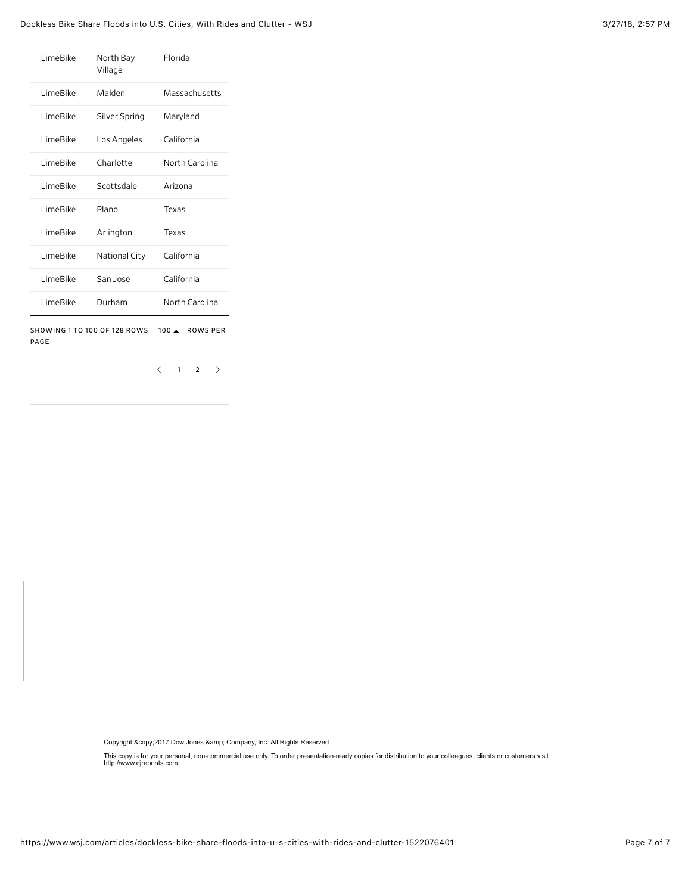| | | |
|---|---|---|
| LimeBike | North Bay Village | Florida |
| LimeBike | Malden | Massachusetts |
| LimeBike | Silver Spring | Maryland |
| LimeBike | Los Angeles | California |
| LimeBike | Charlotte | North Carolina |
| LimeBike | Scottsdale | Arizona |
| LimeBike | Plano | Texas |
| LimeBike | Arlington | Texas |
| LimeBike | National City | California |
| LimeBike | San Jose | California |
| LimeBike | Durham | North Carolina |

SHOWING 1 TO 100 OF 128 ROWS 100 ▲ ROWS PER PAGE

‹ 1 2 ›

Copyright &copy;2017 Dow Jones &amp; Company, Inc. All Rights Reserved

This copy is for your personal, non-commercial use only. To order presentation-ready copies for distribution to your colleagues, clients or customers visit http://www.djreprints.com.